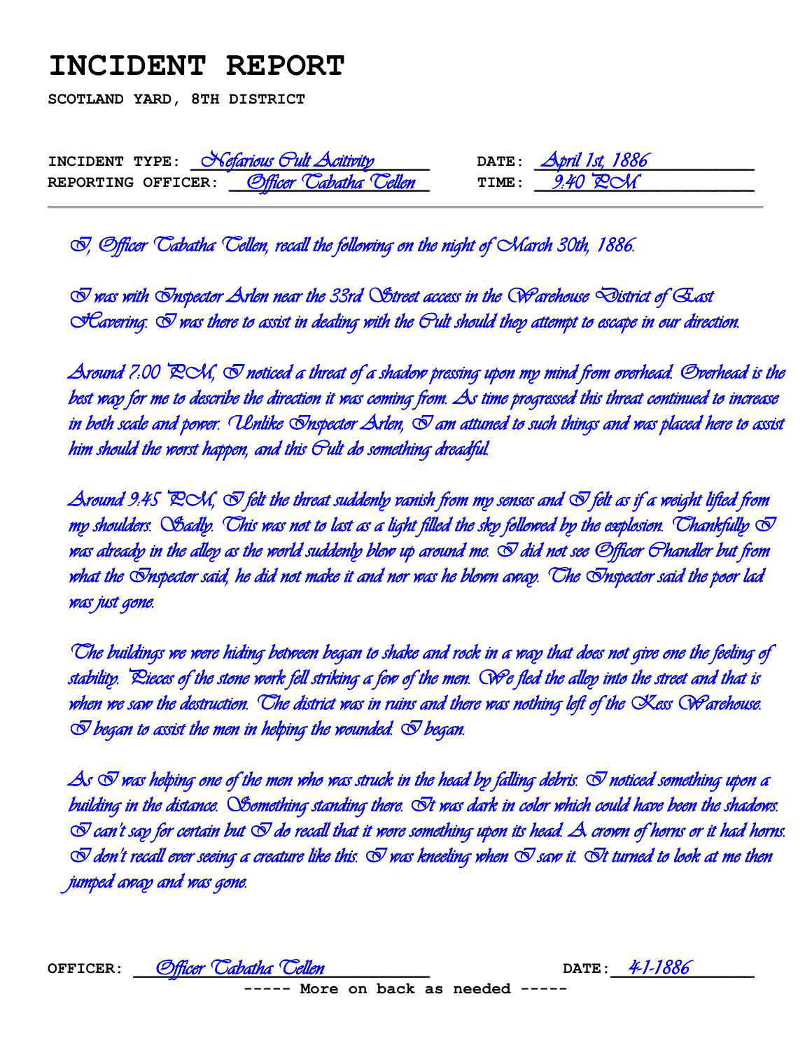# INCIDENT REPORT

**SCOTLAND YARD, 8TH DISTRICT**

**INCIDENT TYPE:** *Nefarious Cult Acitivity*  **DATE:** *April 1st, 1886*
**REPORTING OFFICER:** *Officer Tabatha Tellen*  **TIME:** *9:40 PM*

---

*I, Officer Tabatha Tellen, recall the following on the night of March 30th, 1886.*

*I was with Inspector Arlen near the 33rd Street access in the Warehouse District of East Havering. I was there to assist in dealing with the Cult should they attempt to escape in our direction.*

*Around 7:00 PM, I noticed a threat of a shadow pressing upon my mind from overhead. Overhead is the best way for me to describe the direction it was coming from. As time progressed this threat continued to increase in both scale and power. Unlike Inspector Arlen, I am attuned to such things and was placed here to assist him should the worst happen, and this Cult do something dreadful.*

*Around 9:45 PM, I felt the threat suddenly vanish from my senses and I felt as if a weight lifted from my shoulders. Sadly. This was not to last as a light filled the sky followed by the explosion. Thankfully I was already in the alley as the world suddenly blew up around me. I did not see Officer Chandler but from what the Inspector said, he did not make it and nor was he blown away. The Inspector said the poor lad was just gone.*

*The buildings we were hiding between began to shake and rock in a way that does not give one the feeling of stability. Pieces of the stone work fell striking a few of the men. We fled the alley into the street and that is when we saw the destruction. The district was in ruins and there was nothing left of the Kess Warehouse. I began to assist the men in helping the wounded. I began.*

*As I was helping one of the men who was struck in the head by falling debris. I noticed something upon a building in the distance. Something standing there. It was dark in color which could have been the shadows. I can't say for certain but I do recall that it wore something upon its head. A crown of horns or it had horns. I don't recall ever seeing a creature like this. I was kneeling when I saw it. It turned to look at me then jumped away and was gone.*

**OFFICER:** *Officer Tabatha Tellen*  **DATE:** *4-1-1886*

**----- More on back as needed -----**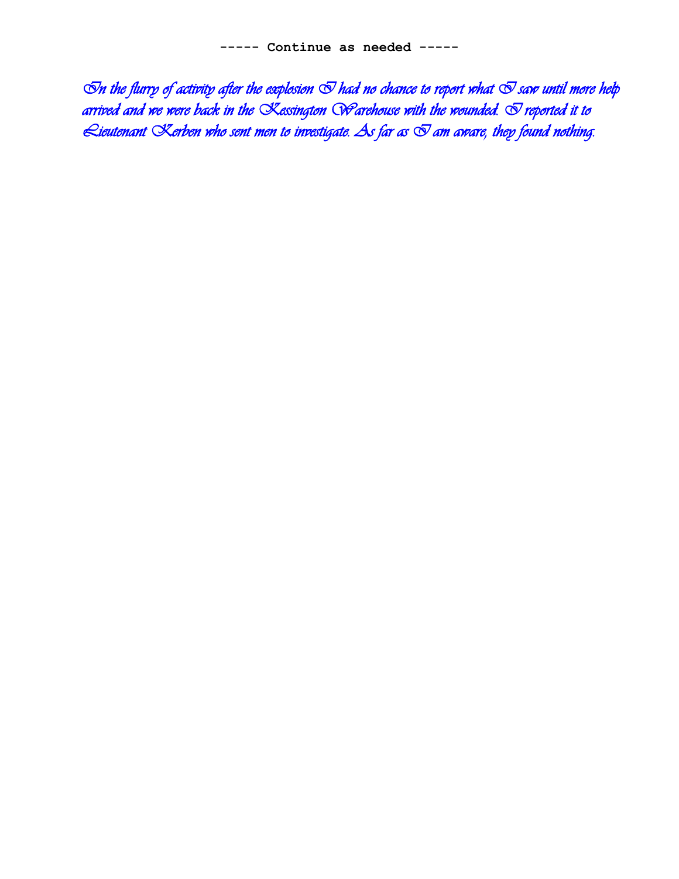**----- Continue as needed -----**

*In the flurry of activity after the explosion I had no chance to report what I saw until more help arrived and we were back in the Kessington Warehouse with the wounded. I reported it to Lieutenant Kerben who sent men to investigate. As far as I am aware, they found nothing.*